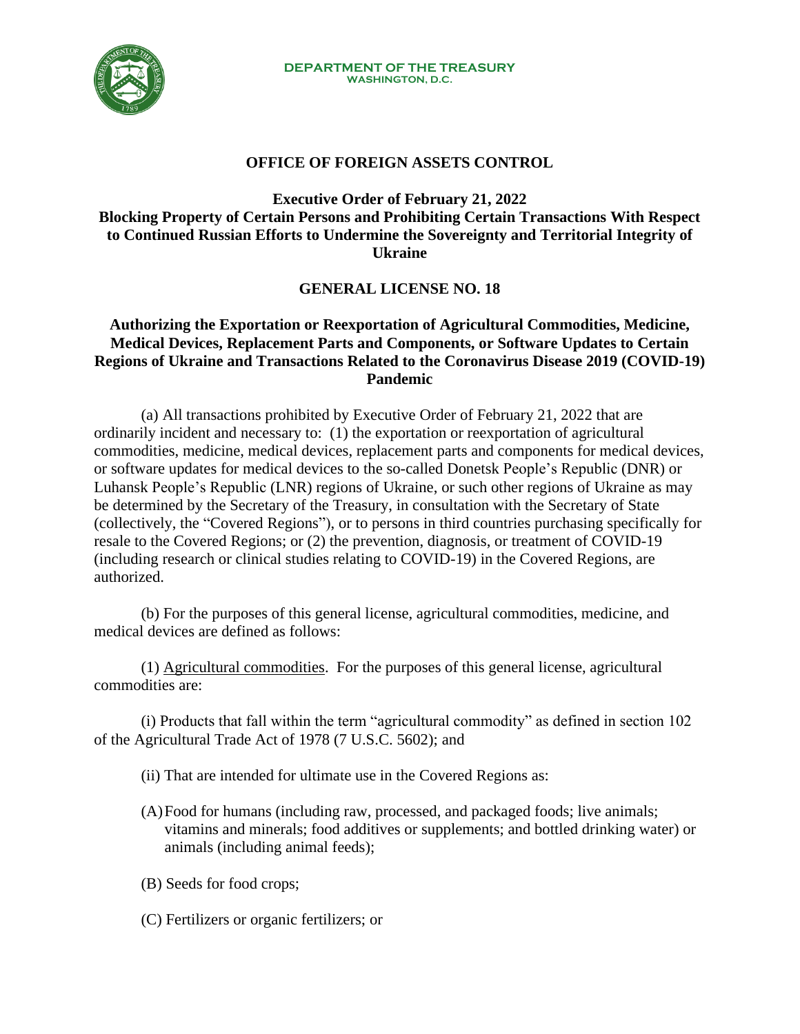**DEPARTMENT OF THE TREASURY**
**WASHINGTON, D.C.**

## OFFICE OF FOREIGN ASSETS CONTROL

### Executive Order of February 21, 2022
### Blocking Property of Certain Persons and Prohibiting Certain Transactions With Respect to Continued Russian Efforts to Undermine the Sovereignty and Territorial Integrity of Ukraine

## GENERAL LICENSE NO. 18

### Authorizing the Exportation or Reexportation of Agricultural Commodities, Medicine, Medical Devices, Replacement Parts and Components, or Software Updates to Certain Regions of Ukraine and Transactions Related to the Coronavirus Disease 2019 (COVID-19) Pandemic

(a) All transactions prohibited by Executive Order of February 21, 2022 that are ordinarily incident and necessary to: (1) the exportation or reexportation of agricultural commodities, medicine, medical devices, replacement parts and components for medical devices, or software updates for medical devices to the so-called Donetsk People's Republic (DNR) or Luhansk People's Republic (LNR) regions of Ukraine, or such other regions of Ukraine as may be determined by the Secretary of the Treasury, in consultation with the Secretary of State (collectively, the "Covered Regions"), or to persons in third countries purchasing specifically for resale to the Covered Regions; or (2) the prevention, diagnosis, or treatment of COVID-19 (including research or clinical studies relating to COVID-19) in the Covered Regions, are authorized.

(b) For the purposes of this general license, agricultural commodities, medicine, and medical devices are defined as follows:

(1) Agricultural commodities. For the purposes of this general license, agricultural commodities are:

(i) Products that fall within the term "agricultural commodity" as defined in section 102 of the Agricultural Trade Act of 1978 (7 U.S.C. 5602); and

(ii) That are intended for ultimate use in the Covered Regions as:

(A) Food for humans (including raw, processed, and packaged foods; live animals; vitamins and minerals; food additives or supplements; and bottled drinking water) or animals (including animal feeds);

(B) Seeds for food crops;

(C) Fertilizers or organic fertilizers; or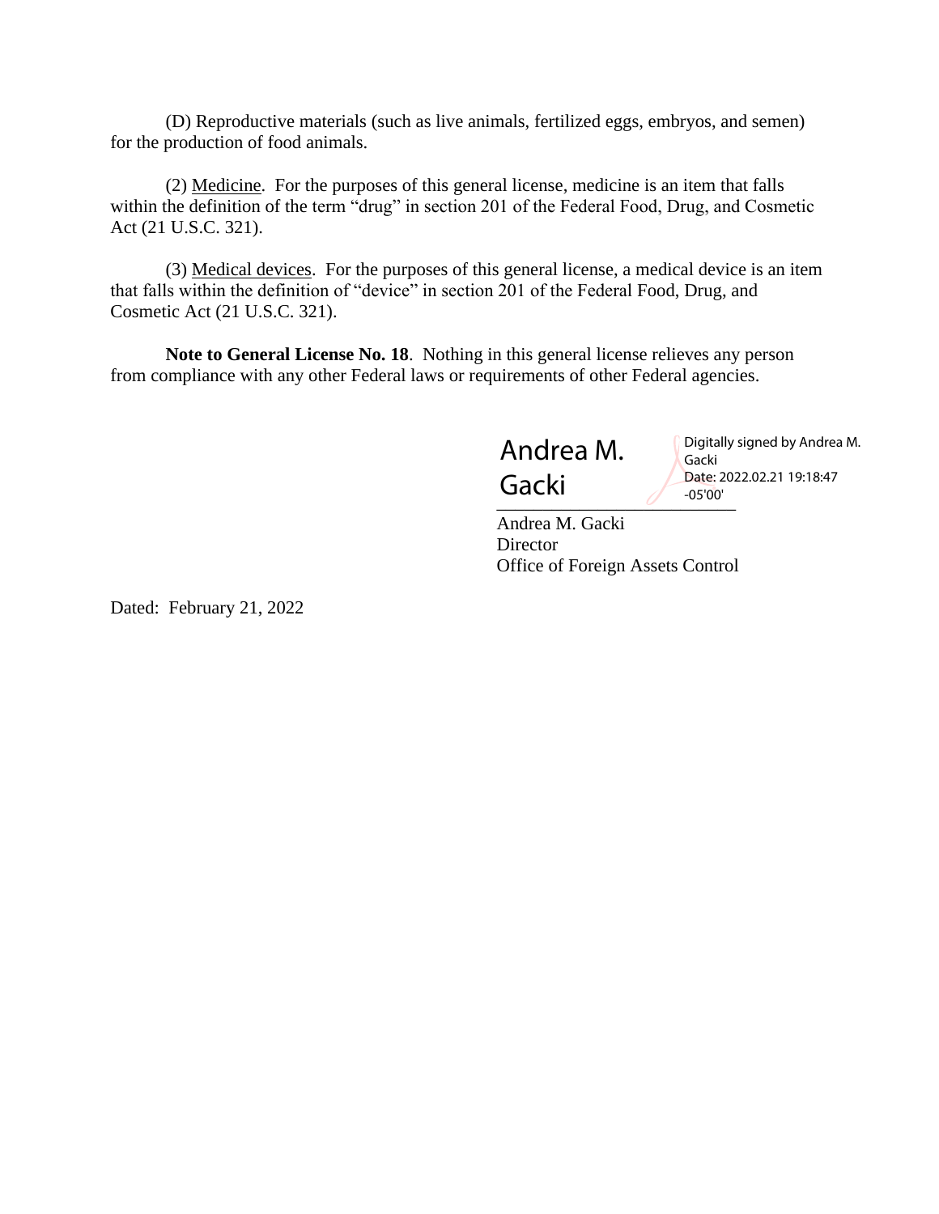(D) Reproductive materials (such as live animals, fertilized eggs, embryos, and semen) for the production of food animals.

(2) Medicine. For the purposes of this general license, medicine is an item that falls within the definition of the term "drug" in section 201 of the Federal Food, Drug, and Cosmetic Act (21 U.S.C. 321).

(3) Medical devices. For the purposes of this general license, a medical device is an item that falls within the definition of "device" in section 201 of the Federal Food, Drug, and Cosmetic Act (21 U.S.C. 321).

**Note to General License No. 18**. Nothing in this general license relieves any person from compliance with any other Federal laws or requirements of other Federal agencies.

Andrea M. Gacki
Digitally signed by Andrea M. Gacki
Date: 2022.02.21 19:18:47 -05'00'

Andrea M. Gacki
Director
Office of Foreign Assets Control

Dated: February 21, 2022